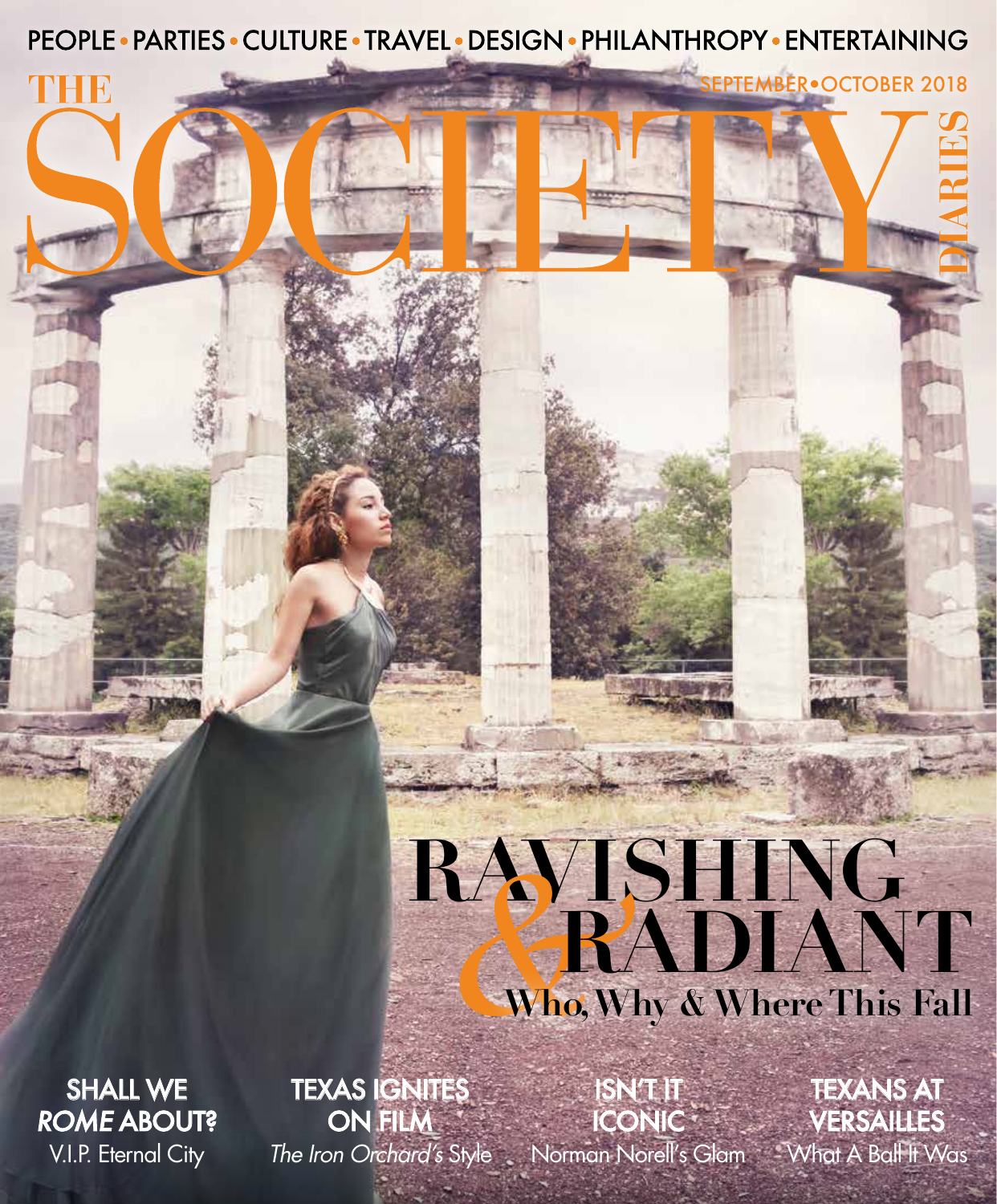PEOPLE • PARTIES • CULTURE • TRAVEL • DESIGN • PHILANTHROPY • ENTERTAINING

# THE SOCIETY DIARIES

SEPTEMBER•OCTOBER 2018

## RAVISHING & RADIANT

**Who, Why & Where This Fall**

**SHALL WE *ROME* ABOUT?**
V.I.P. Eternal City

**TEXAS IGNITES ON FILM**
*The Iron Orchard's* Style

**ISN'T IT ICONIC**
Norman Norell's Glam

**TEXANS AT VERSAILLES**
What A Ball It Was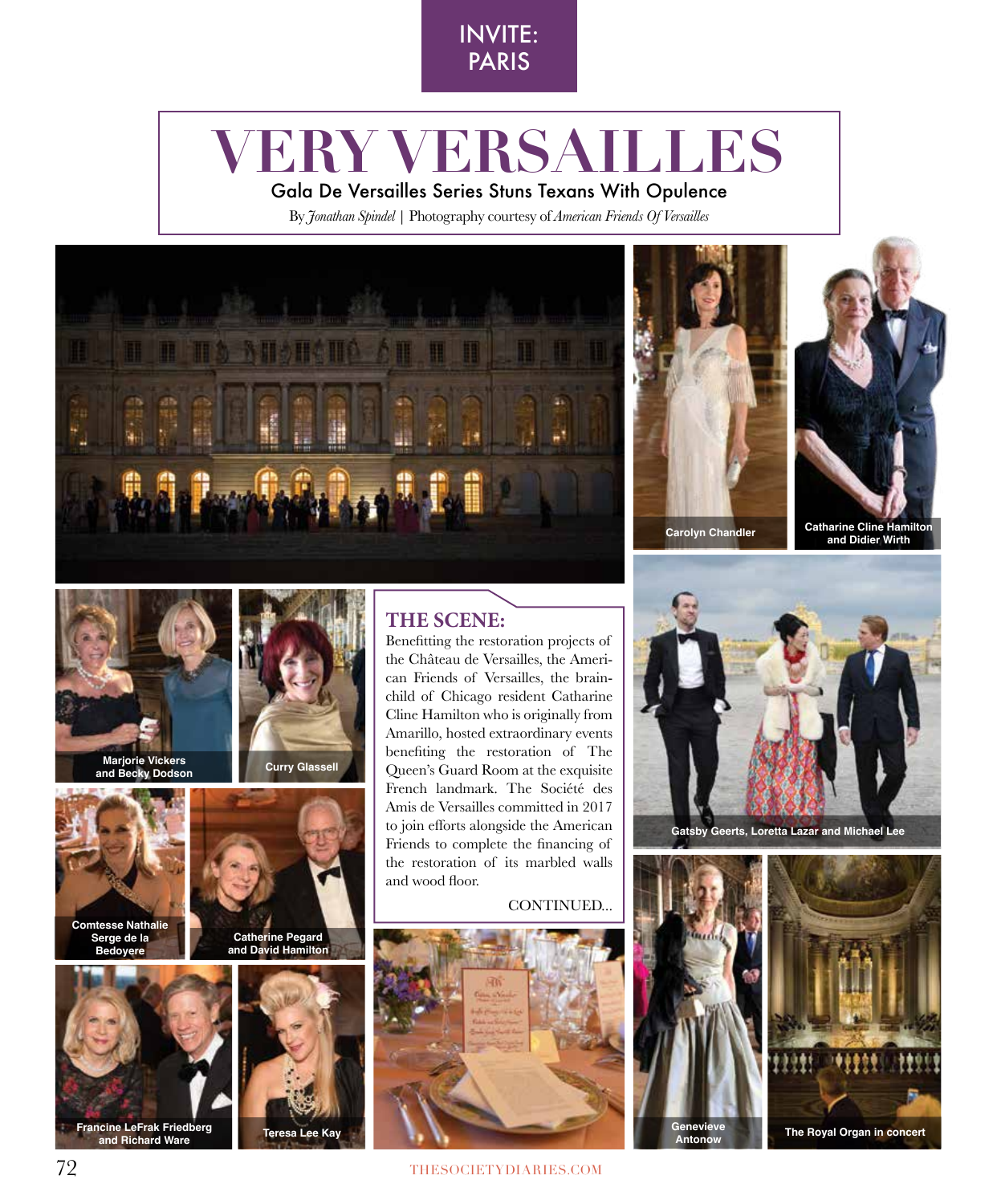INVITE: PARIS

# VERY VERSAILLES

## Gala De Versailles Series Stuns Texans With Opulence

By *Jonathan Spindel* | Photography courtesy of *American Friends Of Versailles*

Carolyn Chandler

Catharine Cline Hamilton and Didier Wirth

Marjorie Vickers and Becky Dodson

Curry Glassell

### THE SCENE:

Benefitting the restoration projects of the Château de Versailles, the American Friends of Versailles, the brainchild of Chicago resident Catharine Cline Hamilton who is originally from Amarillo, hosted extraordinary events benefiting the restoration of The Queen's Guard Room at the exquisite French landmark. The Société des Amis de Versailles committed in 2017 to join efforts alongside the American Friends to complete the financing of the restoration of its marbled walls and wood floor.

CONTINUED...

Gatsby Geerts, Loretta Lazar and Michael Lee

Comtesse Nathalie Serge de la Bedoyere

Catherine Pegard and David Hamilton

Francine LeFrak Friedberg and Richard Ware

Teresa Lee Kay

Genevieve Antonow

The Royal Organ in concert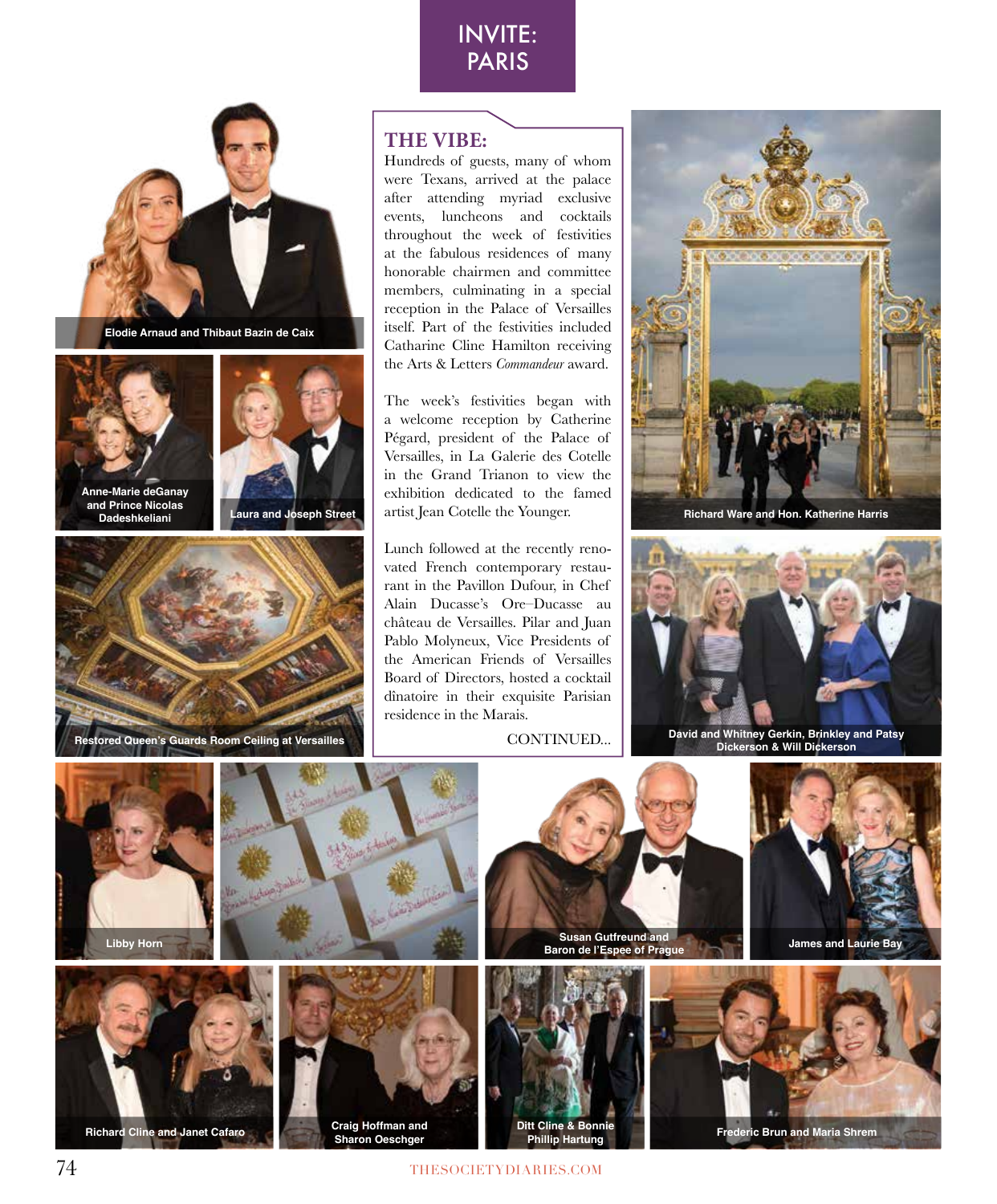# INVITE: PARIS

Elodie Arnaud and Thibaut Bazin de Caix

Anne-Marie deGanay and Prince Nicolas Dadeshkeliani

Laura and Joseph Street

Restored Queen's Guards Room Ceiling at Versailles

## THE VIBE:

Hundreds of guests, many of whom were Texans, arrived at the palace after attending myriad exclusive events, luncheons and cocktails throughout the week of festivities at the fabulous residences of many honorable chairmen and committee members, culminating in a special reception in the Palace of Versailles itself. Part of the festivities included Catharine Cline Hamilton receiving the Arts & Letters *Commandeur* award.

The week's festivities began with a welcome reception by Catherine Pégard, president of the Palace of Versailles, in La Galerie des Cotelle in the Grand Trianon to view the exhibition dedicated to the famed artist Jean Cotelle the Younger.

Lunch followed at the recently renovated French contemporary restaurant in the Pavillon Dufour, in Chef Alain Ducasse's Ore–Ducasse au château de Versailles. Pilar and Juan Pablo Molyneux, Vice Presidents of the American Friends of Versailles Board of Directors, hosted a cocktail dînatoire in their exquisite Parisian residence in the Marais.

CONTINUED...

Richard Ware and Hon. Katherine Harris

David and Whitney Gerkin, Brinkley and Patsy Dickerson & Will Dickerson

Libby Horn

Susan Gutfreund and Baron de l'Espee of Prague

James and Laurie Bay

Richard Cline and Janet Cafaro

Craig Hoffman and Sharon Oeschger

Ditt Cline & Bonnie Phillip Hartung

Frederic Brun and Maria Shrem

THESOCIETYDIARIES.COM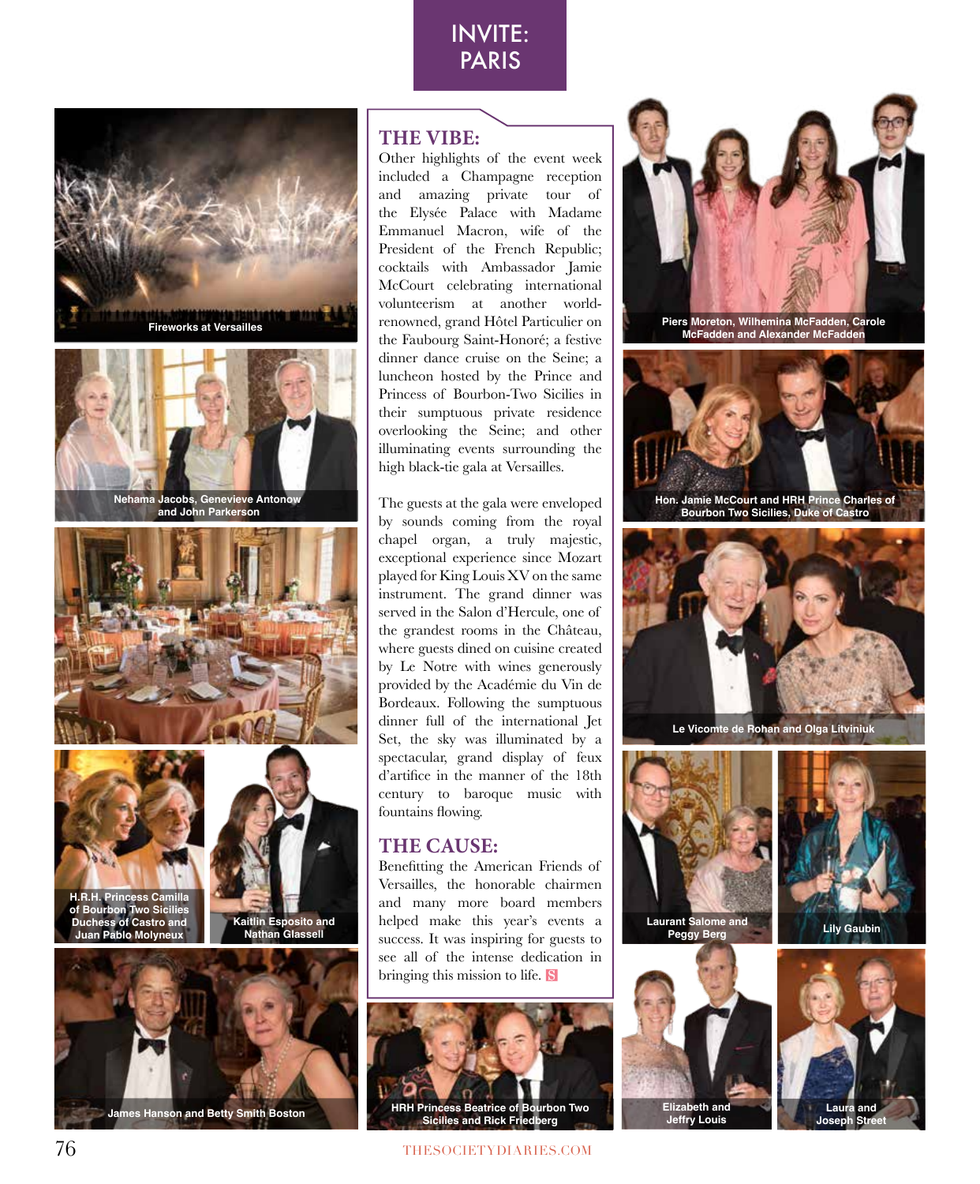# INVITE: PARIS

## THE VIBE:

Other highlights of the event week included a Champagne reception and amazing private tour of the Elysée Palace with Madame Emmanuel Macron, wife of the President of the French Republic; cocktails with Ambassador Jamie McCourt celebrating international volunteerism at another world-renowned, grand Hôtel Particulier on the Faubourg Saint-Honoré; a festive dinner dance cruise on the Seine; a luncheon hosted by the Prince and Princess of Bourbon-Two Sicilies in their sumptuous private residence overlooking the Seine; and other illuminating events surrounding the high black-tie gala at Versailles.

The guests at the gala were enveloped by sounds coming from the royal chapel organ, a truly majestic, exceptional experience since Mozart played for King Louis XV on the same instrument. The grand dinner was served in the Salon d'Hercule, one of the grandest rooms in the Château, where guests dined on cuisine created by Le Notre with wines generously provided by the Académie du Vin de Bordeaux. Following the sumptuous dinner full of the international Jet Set, the sky was illuminated by a spectacular, grand display of feux d'artifice in the manner of the 18th century to baroque music with fountains flowing.

## THE CAUSE:

Benefitting the American Friends of Versailles, the honorable chairmen and many more board members helped make this year's events a success. It was inspiring for guests to see all of the intense dedication in bringing this mission to life.

Fireworks at Versailles

Nehama Jacobs, Genevieve Antonow and John Parkerson

H.R.H. Princess Camilla of Bourbon Two Sicilies Duchess of Castro and Juan Pablo Molyneux

Kaitlin Esposito and Nathan Glassell

James Hanson and Betty Smith Boston

HRH Princess Beatrice of Bourbon Two Sicilies and Rick Friedberg

Piers Moreton, Wilhemina McFadden, Carole McFadden and Alexander McFadden

Hon. Jamie McCourt and HRH Prince Charles of Bourbon Two Sicilies, Duke of Castro

Le Vicomte de Rohan and Olga Litviniuk

Laurant Salome and Peggy Berg

Lily Gaubin

Elizabeth and Jeffry Louis

Laura and Joseph Street